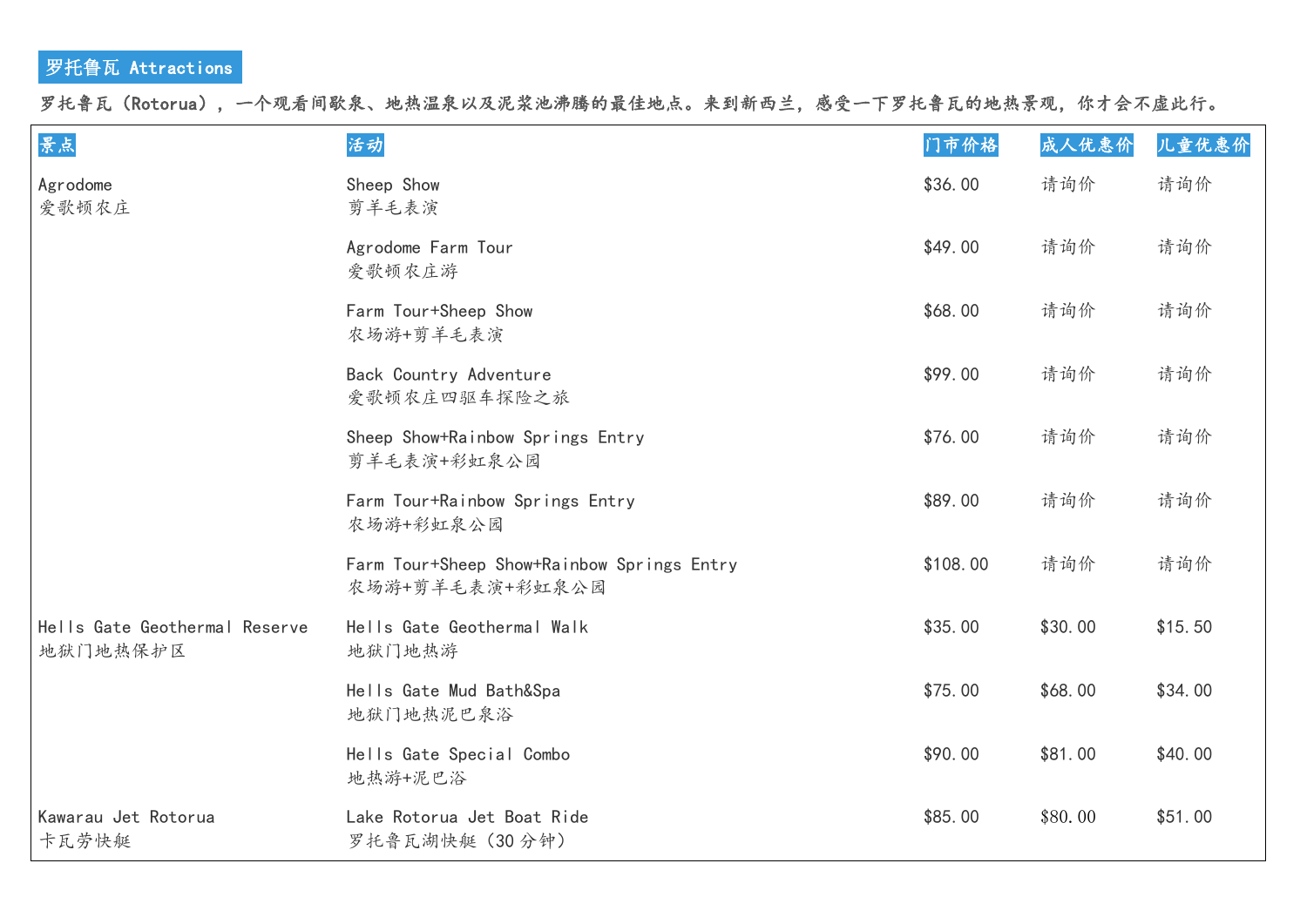## 罗托鲁瓦 Attractions

**罗托鲁瓦（Rotorua），一个观看间歇泉、地热温泉以及泥浆池沸腾的最佳地点。来到新西兰，感受一下罗托鲁瓦的地热景观，你才会不虚此行。**

| 景点 | 活动 | 门市价格 | 成人优惠价 | 儿童优惠价 |
|---|---|---|---|---|
| Agrodome<br>爱歌顿农庄 | Sheep Show<br>剪羊毛表演 | $36.00 | 请询价 | 请询价 |
| | Agrodome Farm Tour<br>爱歌顿农庄游 | $49.00 | 请询价 | 请询价 |
| | Farm Tour+Sheep Show<br>农场游+剪羊毛表演 | $68.00 | 请询价 | 请询价 |
| | Back Country Adventure<br>爱歌顿农庄四驱车探险之旅 | $99.00 | 请询价 | 请询价 |
| | Sheep Show+Rainbow Springs Entry<br>剪羊毛表演+彩虹泉公园 | $76.00 | 请询价 | 请询价 |
| | Farm Tour+Rainbow Springs Entry<br>农场游+彩虹泉公园 | $89.00 | 请询价 | 请询价 |
| | Farm Tour+Sheep Show+Rainbow Springs Entry<br>农场游+剪羊毛表演+彩虹泉公园 | $108.00 | 请询价 | 请询价 |
| Hells Gate Geothermal Reserve<br>地狱门地热保护区 | Hells Gate Geothermal Walk<br>地狱门地热游 | $35.00 | $30.00 | $15.50 |
| | Hells Gate Mud Bath&Spa<br>地狱门地热泥巴泉浴 | $75.00 | $68.00 | $34.00 |
| | Hells Gate Special Combo<br>地热游+泥巴浴 | $90.00 | $81.00 | $40.00 |
| Kawarau Jet Rotorua<br>卡瓦劳快艇 | Lake Rotorua Jet Boat Ride<br>罗托鲁瓦湖快艇（30 分钟） | $85.00 | $80.00 | $51.00 |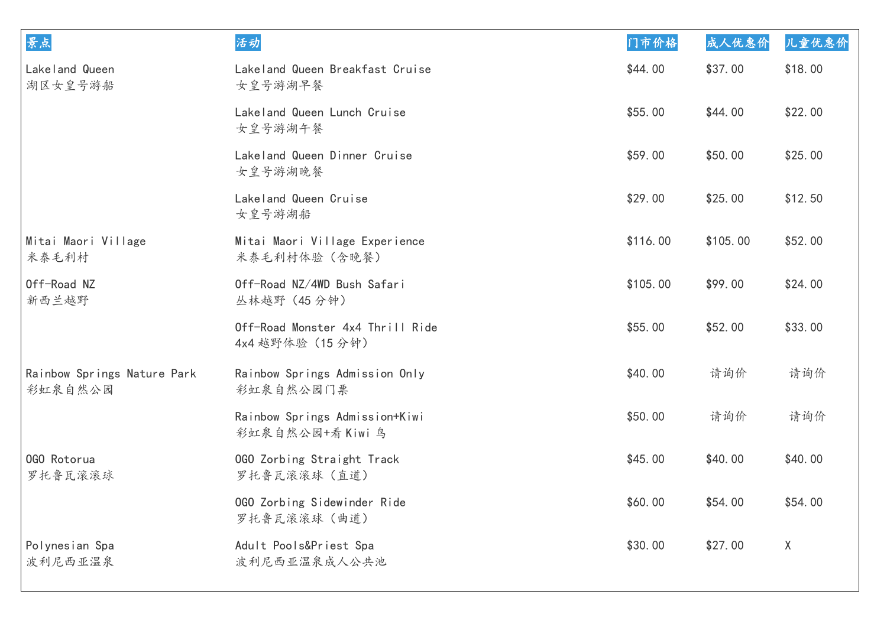| 景点 | 活动 | 门市价格 | 成人优惠价 | 儿童优惠价 |
|---|---|---|---|---|
| Lakeland Queen<br>湖区女皇号游船 | Lakeland Queen Breakfast Cruise<br>女皇号游湖早餐 | $44.00 | $37.00 | $18.00 |
| | Lakeland Queen Lunch Cruise<br>女皇号游湖午餐 | $55.00 | $44.00 | $22.00 |
| | Lakeland Queen Dinner Cruise<br>女皇号游湖晚餐 | $59.00 | $50.00 | $25.00 |
| | Lakeland Queen Cruise<br>女皇号游湖船 | $29.00 | $25.00 | $12.50 |
| Mitai Maori Village<br>米泰毛利村 | Mitai Maori Village Experience<br>米泰毛利村体验（含晚餐） | $116.00 | $105.00 | $52.00 |
| Off-Road NZ<br>新西兰越野 | Off-Road NZ/4WD Bush Safari<br>丛林越野（45 分钟） | $105.00 | $99.00 | $24.00 |
| | Off-Road Monster 4x4 Thrill Ride<br>4x4 越野体验（15 分钟） | $55.00 | $52.00 | $33.00 |
| Rainbow Springs Nature Park<br>彩虹泉自然公园 | Rainbow Springs Admission Only<br>彩虹泉自然公园门票 | $40.00 | 请询价 | 请询价 |
| | Rainbow Springs Admission+Kiwi<br>彩虹泉自然公园+看 Kiwi 鸟 | $50.00 | 请询价 | 请询价 |
| OGO Rotorua<br>罗托鲁瓦滚滚球 | OGO Zorbing Straight Track<br>罗托鲁瓦滚滚球（直道） | $45.00 | $40.00 | $40.00 |
| | OGO Zorbing Sidewinder Ride<br>罗托鲁瓦滚滚球（曲道） | $60.00 | $54.00 | $54.00 |
| Polynesian Spa<br>波利尼西亚温泉 | Adult Pools&Priest Spa<br>波利尼西亚温泉成人公共池 | $30.00 | $27.00 | X |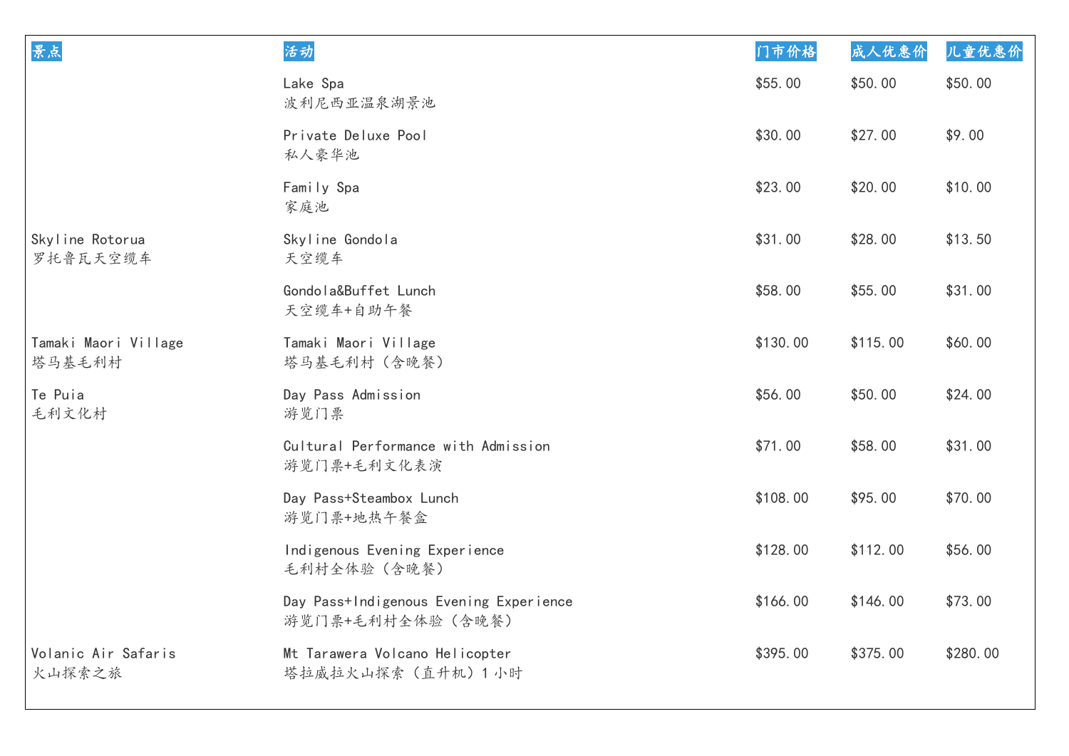| 景点 | 活动 | 门市价格 | 成人优惠价 | 儿童优惠价 |
| --- | --- | --- | --- | --- |
| | Lake Spa<br>波利尼西亚温泉湖景池 | $55.00 | $50.00 | $50.00 |
| | Private Deluxe Pool<br>私人豪华池 | $30.00 | $27.00 | $9.00 |
| | Family Spa<br>家庭池 | $23.00 | $20.00 | $10.00 |
| Skyline Rotorua<br>罗托鲁瓦天空缆车 | Skyline Gondola<br>天空缆车 | $31.00 | $28.00 | $13.50 |
| | Gondola&Buffet Lunch<br>天空缆车+自助午餐 | $58.00 | $55.00 | $31.00 |
| Tamaki Maori Village<br>塔马基毛利村 | Tamaki Maori Village<br>塔马基毛利村（含晚餐） | $130.00 | $115.00 | $60.00 |
| Te Puia<br>毛利文化村 | Day Pass Admission<br>游览门票 | $56.00 | $50.00 | $24.00 |
| | Cultural Performance with Admission<br>游览门票+毛利文化表演 | $71.00 | $58.00 | $31.00 |
| | Day Pass+Steambox Lunch<br>游览门票+地热午餐盒 | $108.00 | $95.00 | $70.00 |
| | Indigenous Evening Experience<br>毛利村全体验（含晚餐） | $128.00 | $112.00 | $56.00 |
| | Day Pass+Indigenous Evening Experience<br>游览门票+毛利村全体验（含晚餐） | $166.00 | $146.00 | $73.00 |
| Volanic Air Safaris<br>火山探索之旅 | Mt Tarawera Volcano Helicopter<br>塔拉威拉火山探索（直升机）1 小时 | $395.00 | $375.00 | $280.00 |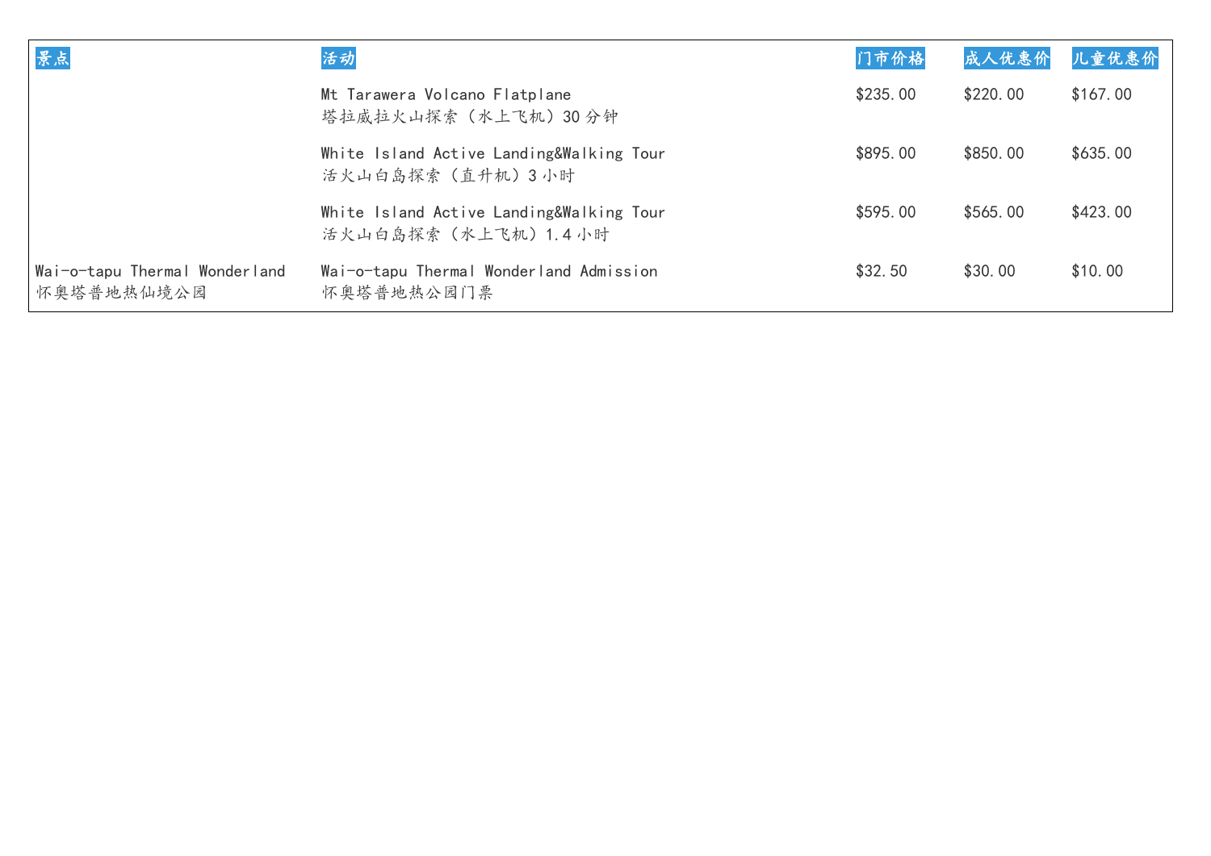| 景点 | 活动 | 门市价格 | 成人优惠价 | 儿童优惠价 |
| --- | --- | --- | --- | --- |
| | Mt Tarawera Volcano Flatplane<br>塔拉威拉火山探索（水上飞机）30 分钟 | $235.00 | $220.00 | $167.00 |
| | White Island Active Landing&Walking Tour<br>活火山白岛探索（直升机）3 小时 | $895.00 | $850.00 | $635.00 |
| | White Island Active Landing&Walking Tour<br>活火山白岛探索（水上飞机）1.4 小时 | $595.00 | $565.00 | $423.00 |
| Wai-o-tapu Thermal Wonderland<br>怀奥塔普地热仙境公园 | Wai-o-tapu Thermal Wonderland Admission<br>怀奥塔普地热公园门票 | $32.50 | $30.00 | $10.00 |